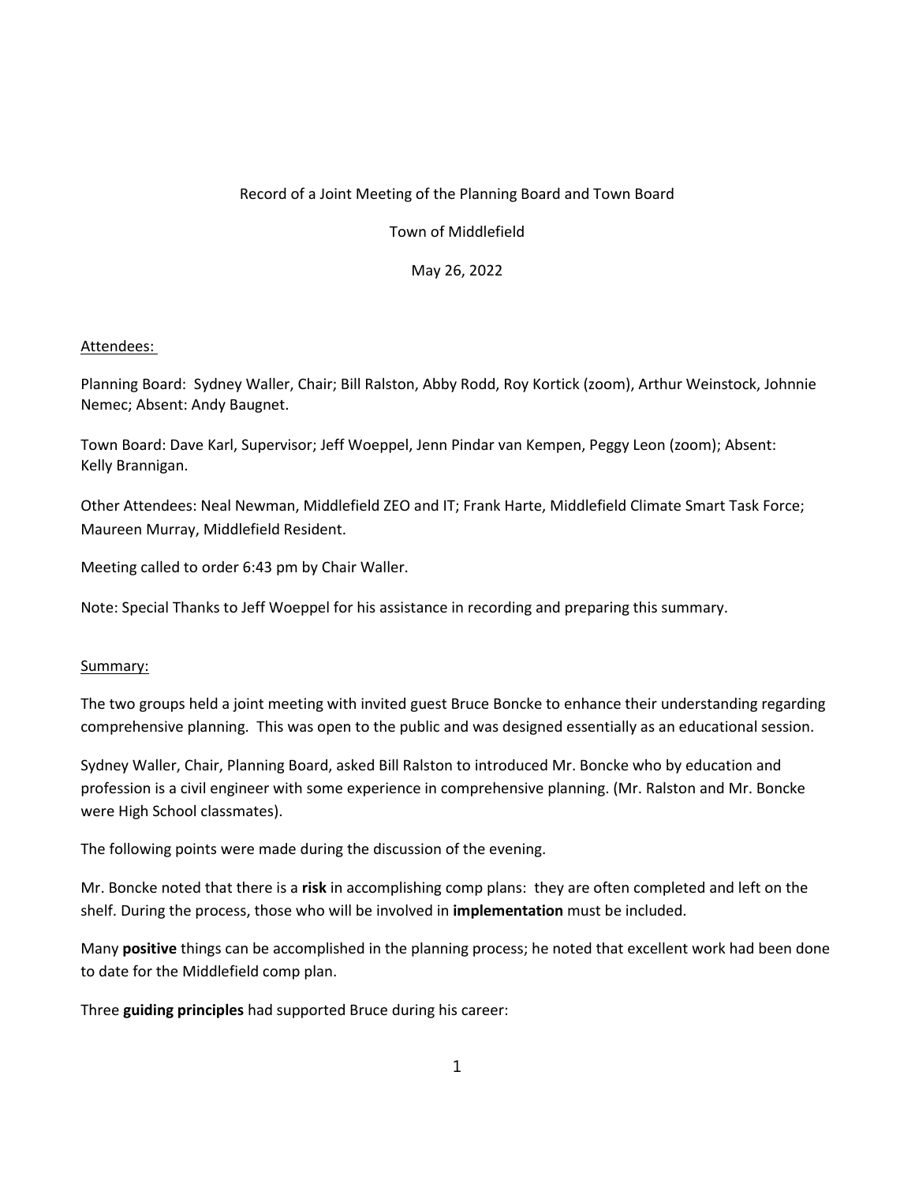Record of a Joint Meeting of the Planning Board and Town Board

Town of Middlefield

May 26, 2022

Attendees:

Planning Board: Sydney Waller, Chair; Bill Ralston, Abby Rodd, Roy Kortick (zoom), Arthur Weinstock, Johnnie Nemec; Absent: Andy Baugnet.

Town Board: Dave Karl, Supervisor; Jeff Woeppel, Jenn Pindar van Kempen, Peggy Leon (zoom); Absent: Kelly Brannigan.

Other Attendees: Neal Newman, Middlefield ZEO and IT; Frank Harte, Middlefield Climate Smart Task Force; Maureen Murray, Middlefield Resident.

Meeting called to order 6:43 pm by Chair Waller.

Note: Special Thanks to Jeff Woeppel for his assistance in recording and preparing this summary.

Summary:

The two groups held a joint meeting with invited guest Bruce Boncke to enhance their understanding regarding comprehensive planning. This was open to the public and was designed essentially as an educational session.

Sydney Waller, Chair, Planning Board, asked Bill Ralston to introduced Mr. Boncke who by education and profession is a civil engineer with some experience in comprehensive planning. (Mr. Ralston and Mr. Boncke were High School classmates).

The following points were made during the discussion of the evening.

Mr. Boncke noted that there is a **risk** in accomplishing comp plans: they are often completed and left on the shelf. During the process, those who will be involved in **implementation** must be included.

Many **positive** things can be accomplished in the planning process; he noted that excellent work had been done to date for the Middlefield comp plan.

Three **guiding principles** had supported Bruce during his career: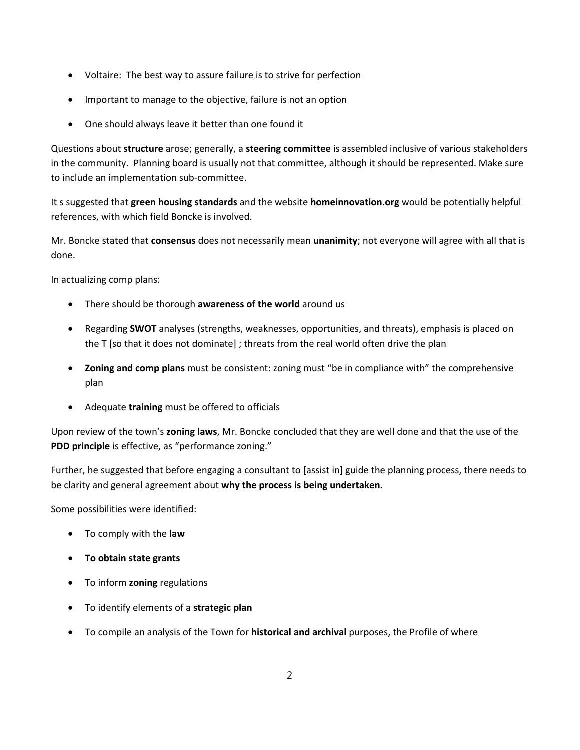- Voltaire: The best way to assure failure is to strive for perfection
- Important to manage to the objective, failure is not an option
- One should always leave it better than one found it

Questions about **structure** arose; generally, a **steering committee** is assembled inclusive of various stakeholders in the community. Planning board is usually not that committee, although it should be represented. Make sure to include an implementation sub-committee.

It s suggested that **green housing standards** and the website **homeinnovation.org** would be potentially helpful references, with which field Boncke is involved.

Mr. Boncke stated that **consensus** does not necessarily mean **unanimity**; not everyone will agree with all that is done.

In actualizing comp plans:

- There should be thorough **awareness of the world** around us
- Regarding **SWOT** analyses (strengths, weaknesses, opportunities, and threats), emphasis is placed on the T [so that it does not dominate] ; threats from the real world often drive the plan
- **Zoning and comp plans** must be consistent: zoning must "be in compliance with" the comprehensive plan
- Adequate **training** must be offered to officials

Upon review of the town's **zoning laws**, Mr. Boncke concluded that they are well done and that the use of the **PDD principle** is effective, as "performance zoning."

Further, he suggested that before engaging a consultant to [assist in] guide the planning process, there needs to be clarity and general agreement about **why the process is being undertaken.**

Some possibilities were identified:

- To comply with the **law**
- **To obtain state grants**
- To inform **zoning** regulations
- To identify elements of a **strategic plan**
- To compile an analysis of the Town for **historical and archival** purposes, the Profile of where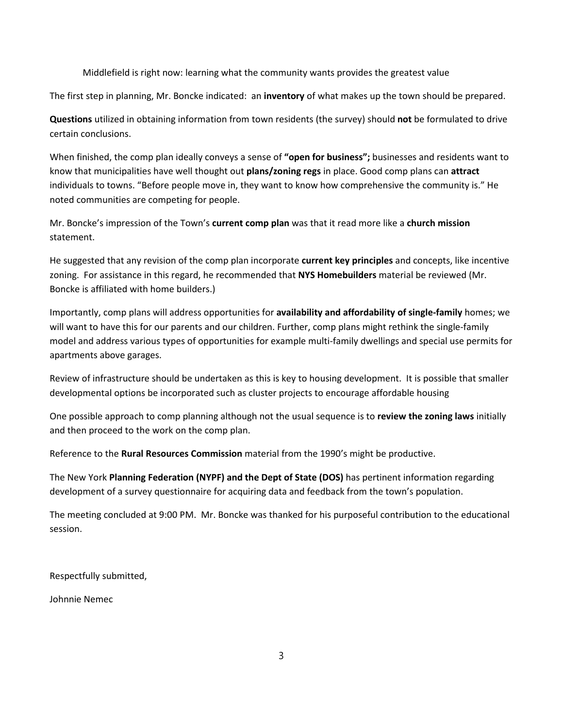Middlefield is right now: learning what the community wants provides the greatest value

The first step in planning, Mr. Boncke indicated: an **inventory** of what makes up the town should be prepared.

**Questions** utilized in obtaining information from town residents (the survey) should **not** be formulated to drive certain conclusions.

When finished, the comp plan ideally conveys a sense of **"open for business";** businesses and residents want to know that municipalities have well thought out **plans/zoning regs** in place. Good comp plans can **attract** individuals to towns. "Before people move in, they want to know how comprehensive the community is." He noted communities are competing for people.

Mr. Boncke's impression of the Town's **current comp plan** was that it read more like a **church mission** statement.

He suggested that any revision of the comp plan incorporate **current key principles** and concepts, like incentive zoning. For assistance in this regard, he recommended that **NYS Homebuilders** material be reviewed (Mr. Boncke is affiliated with home builders.)

Importantly, comp plans will address opportunities for **availability and affordability of single-family** homes; we will want to have this for our parents and our children. Further, comp plans might rethink the single-family model and address various types of opportunities for example multi-family dwellings and special use permits for apartments above garages.

Review of infrastructure should be undertaken as this is key to housing development. It is possible that smaller developmental options be incorporated such as cluster projects to encourage affordable housing

One possible approach to comp planning although not the usual sequence is to **review the zoning laws** initially and then proceed to the work on the comp plan.

Reference to the **Rural Resources Commission** material from the 1990's might be productive.

The New York **Planning Federation (NYPF) and the Dept of State (DOS)** has pertinent information regarding development of a survey questionnaire for acquiring data and feedback from the town's population.

The meeting concluded at 9:00 PM. Mr. Boncke was thanked for his purposeful contribution to the educational session.

Respectfully submitted,

Johnnie Nemec